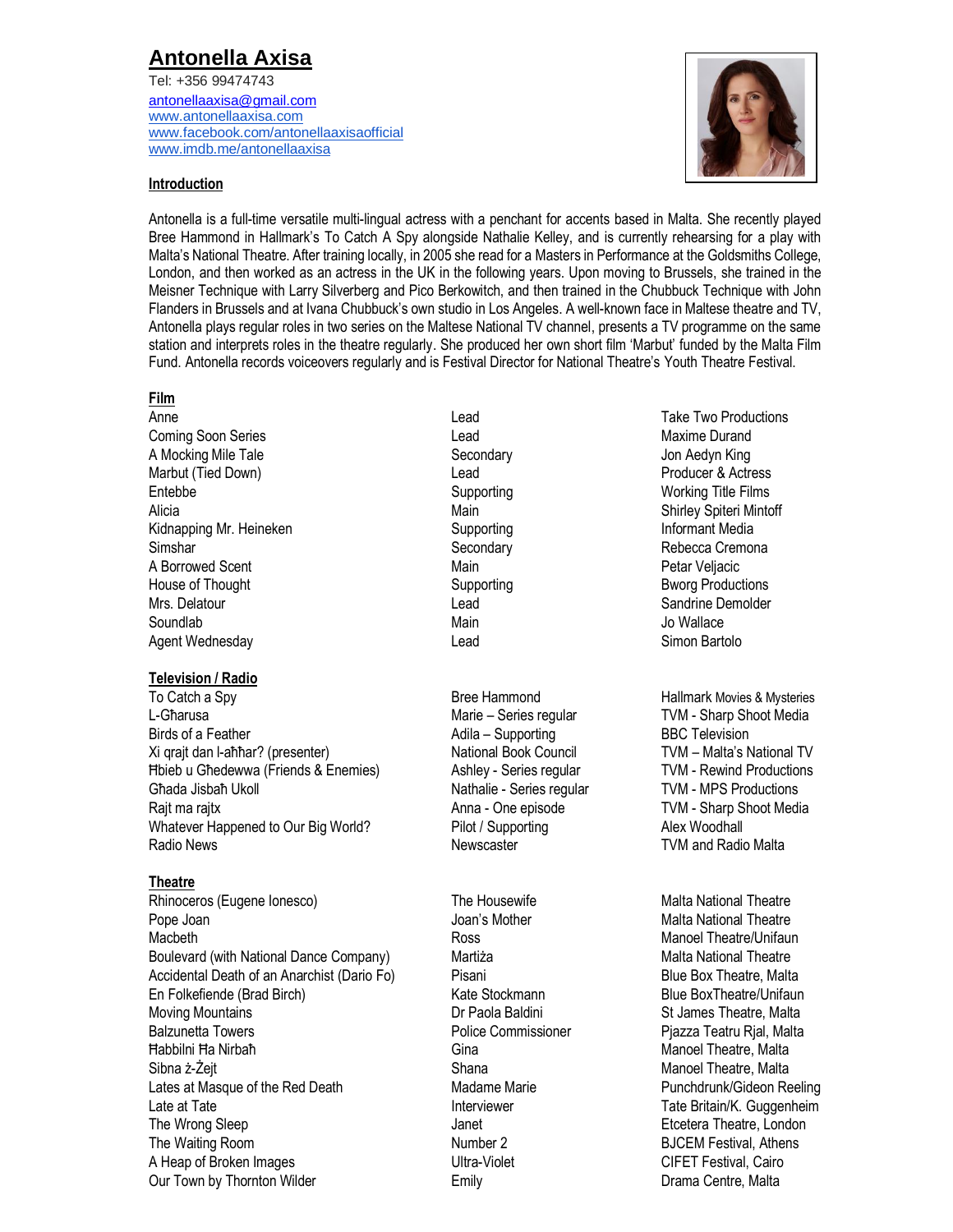# Antonella Axisa

Tel: +356 99474743

antonellaaxisa@gmail.com
www.antonellaaxisa.com
www.facebook.com/antonellaaxisaofficial
www.imdb.me/antonellaaxisa

## Introduction

Antonella is a full-time versatile multi-lingual actress with a penchant for accents based in Malta. She recently played Bree Hammond in Hallmark's To Catch A Spy alongside Nathalie Kelley, and is currently rehearsing for a play with Malta's National Theatre. After training locally, in 2005 she read for a Masters in Performance at the Goldsmiths College, London, and then worked as an actress in the UK in the following years. Upon moving to Brussels, she trained in the Meisner Technique with Larry Silverberg and Pico Berkowitch, and then trained in the Chubbuck Technique with John Flanders in Brussels and at Ivana Chubbuck's own studio in Los Angeles. A well-known face in Maltese theatre and TV, Antonella plays regular roles in two series on the Maltese National TV channel, presents a TV programme on the same station and interprets roles in the theatre regularly. She produced her own short film 'Marbut' funded by the Malta Film Fund. Antonella records voiceovers regularly and is Festival Director for National Theatre's Youth Theatre Festival.

## Film

| | | |
|---|---|---|
| Anne | Lead | Take Two Productions |
| Coming Soon Series | Lead | Maxime Durand |
| A Mocking Mile Tale | Secondary | Jon Aedyn King |
| Marbut (Tied Down) | Lead | Producer & Actress |
| Entebbe | Supporting | Working Title Films |
| Alicia | Main | Shirley Spiteri Mintoff |
| Kidnapping Mr. Heineken | Supporting | Informant Media |
| Simshar | Secondary | Rebecca Cremona |
| A Borrowed Scent | Main | Petar Veljacic |
| House of Thought | Supporting | Bworg Productions |
| Mrs. Delatour | Lead | Sandrine Demolder |
| Soundlab | Main | Jo Wallace |
| Agent Wednesday | Lead | Simon Bartolo |

## Television / Radio

| | | |
|---|---|---|
| To Catch a Spy | Bree Hammond | Hallmark Movies & Mysteries |
| L-Għarusa | Marie – Series regular | TVM - Sharp Shoot Media |
| Birds of a Feather | Adila – Supporting | BBC Television |
| Xi qrajt dan l-aħħar? (presenter) | National Book Council | TVM – Malta's National TV |
| Ħbieb u Għedewwa (Friends & Enemies) | Ashley - Series regular | TVM - Rewind Productions |
| Għada Jisbaħ Ukoll | Nathalie - Series regular | TVM - MPS Productions |
| Rajt ma rajtx | Anna - One episode | TVM - Sharp Shoot Media |
| Whatever Happened to Our Big World? | Pilot / Supporting | Alex Woodhall |
| Radio News | Newscaster | TVM and Radio Malta |

## Theatre

| | | |
|---|---|---|
| Rhinoceros (Eugene Ionesco) | The Housewife | Malta National Theatre |
| Pope Joan | Joan's Mother | Malta National Theatre |
| Macbeth | Ross | Manoel Theatre/Unifaun |
| Boulevard (with National Dance Company) | Martiża | Malta National Theatre |
| Accidental Death of an Anarchist (Dario Fo) | Pisani | Blue Box Theatre, Malta |
| En Folkefiende (Brad Birch) | Kate Stockmann | Blue BoxTheatre/Unifaun |
| Moving Mountains | Dr Paola Baldini | St James Theatre, Malta |
| Balzunetta Towers | Police Commissioner | Pjazza Teatru Rjal, Malta |
| Ħabbilni Ħa Nirbaħ | Gina | Manoel Theatre, Malta |
| Sibna ż-Żejt | Shana | Manoel Theatre, Malta |
| Lates at Masque of the Red Death | Madame Marie | Punchdrunk/Gideon Reeling |
| Late at Tate | Interviewer | Tate Britain/K. Guggenheim |
| The Wrong Sleep | Janet | Etcetera Theatre, London |
| The Waiting Room | Number 2 | BJCEM Festival, Athens |
| A Heap of Broken Images | Ultra-Violet | CIFET Festival, Cairo |
| Our Town by Thornton Wilder | Emily | Drama Centre, Malta |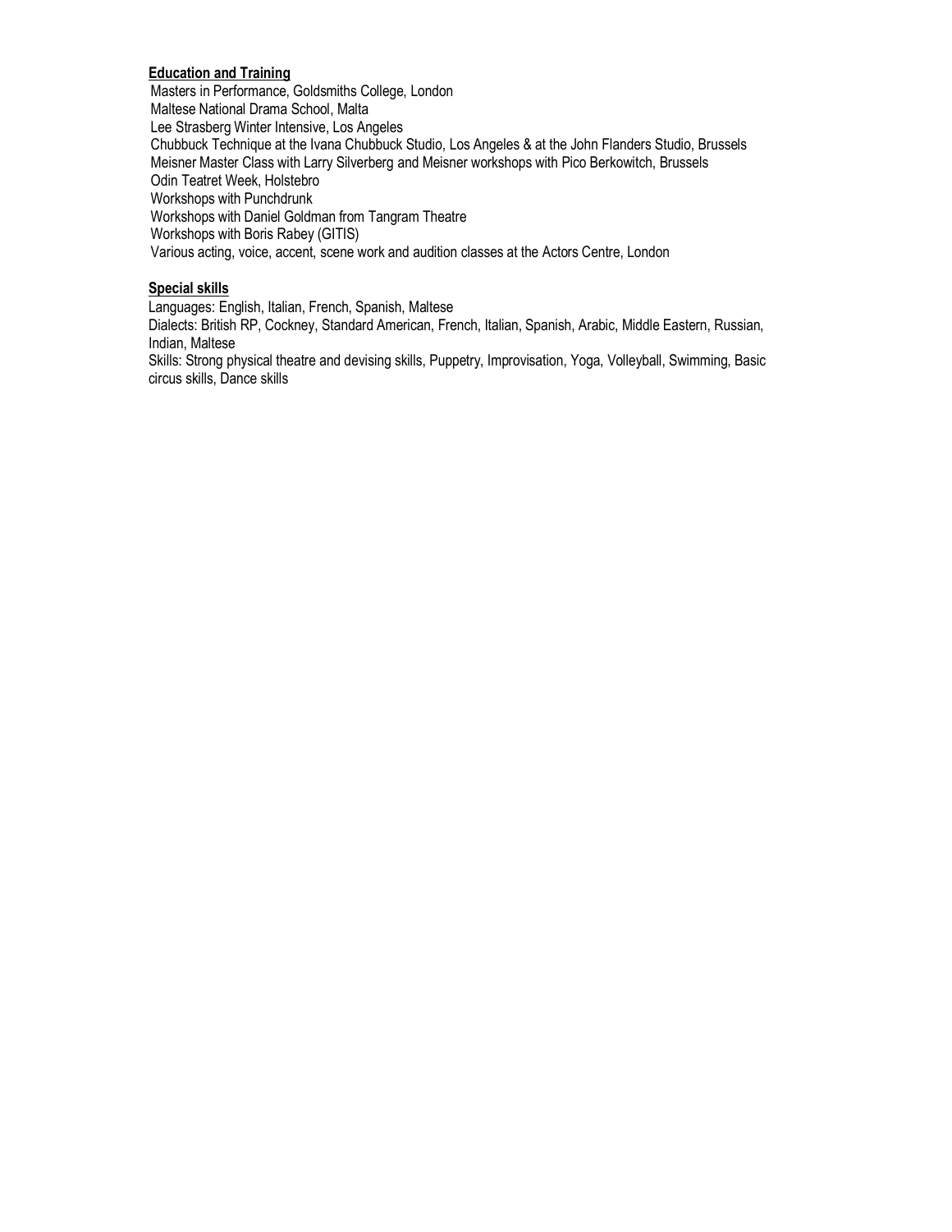**Education and Training**

Masters in Performance, Goldsmiths College, London
Maltese National Drama School, Malta
Lee Strasberg Winter Intensive, Los Angeles
Chubbuck Technique at the Ivana Chubbuck Studio, Los Angeles & at the John Flanders Studio, Brussels
Meisner Master Class with Larry Silverberg and Meisner workshops with Pico Berkowitch, Brussels
Odin Teatret Week, Holstebro
Workshops with Punchdrunk
Workshops with Daniel Goldman from Tangram Theatre
Workshops with Boris Rabey (GITIS)
Various acting, voice, accent, scene work and audition classes at the Actors Centre, London

**Special skills**

Languages: English, Italian, French, Spanish, Maltese
Dialects: British RP, Cockney, Standard American, French, Italian, Spanish, Arabic, Middle Eastern, Russian, Indian, Maltese
Skills: Strong physical theatre and devising skills, Puppetry, Improvisation, Yoga, Volleyball, Swimming, Basic circus skills, Dance skills